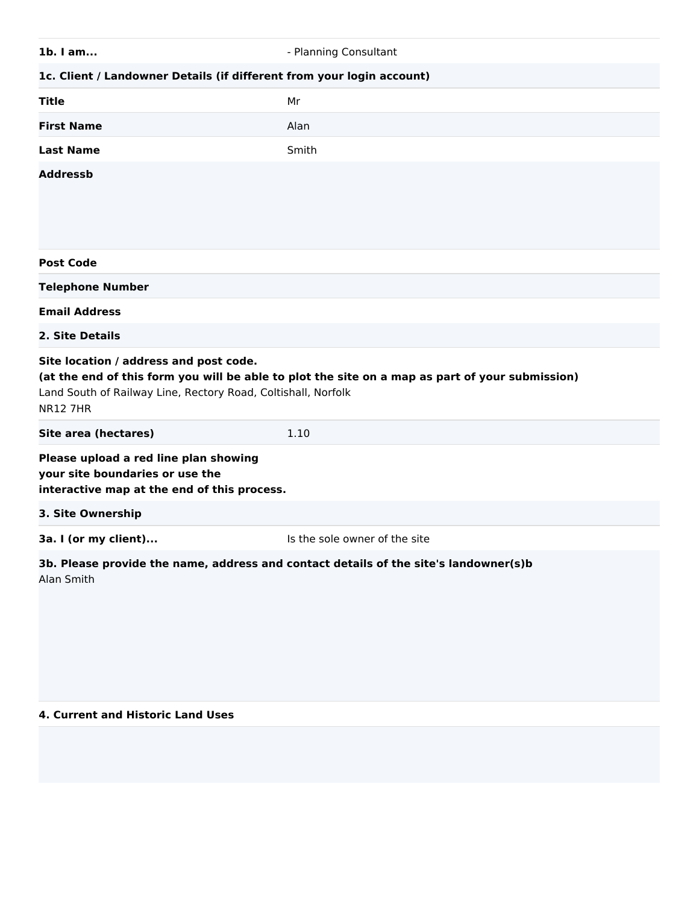| | |
|---|---|
| **1b. I am...** | - Planning Consultant |

**1c. Client / Landowner Details (if different from your login account)**

| | |
|---|---|
| **Title** | Mr |
| **First Name** | Alan |
| **Last Name** | Smith |
| **Addressb** | |
| **Post Code** | |
| **Telephone Number** | |
| **Email Address** | |

**2. Site Details**

**Site location / address and post code.**
**(at the end of this form you will be able to plot the site on a map as part of your submission)**

Land South of Railway Line, Rectory Road, Coltishall, Norfolk
NR12 7HR

| | |
|---|---|
| **Site area (hectares)** | 1.10 |

**Please upload a red line plan showing your site boundaries or use the interactive map at the end of this process.**

**3. Site Ownership**

| | |
|---|---|
| **3a. I (or my client)...** | Is the sole owner of the site |

**3b. Please provide the name, address and contact details of the site's landowner(s)b**

Alan Smith

**4. Current and Historic Land Uses**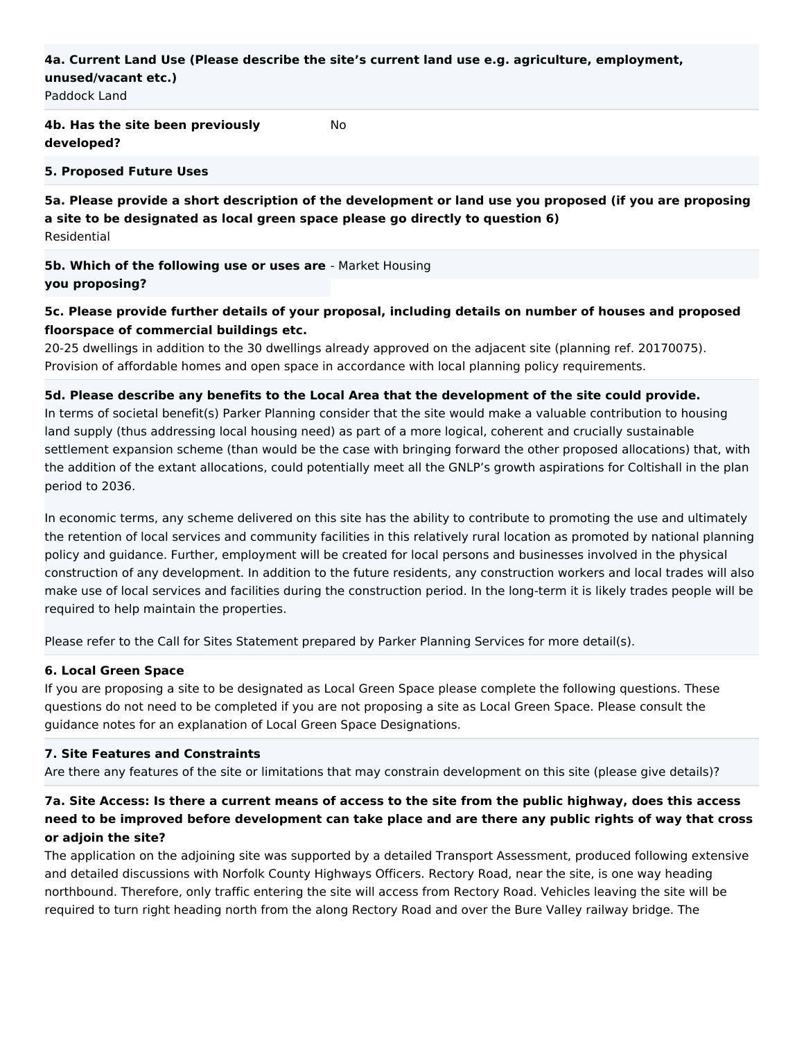**4a. Current Land Use (Please describe the site's current land use e.g. agriculture, employment, unused/vacant etc.)**

Paddock Land

**4b. Has the site been previously developed?** No

**5. Proposed Future Uses**

**5a. Please provide a short description of the development or land use you proposed (if you are proposing a site to be designated as local green space please go directly to question 6)**

Residential

**5b. Which of the following use or uses are you proposing?** - Market Housing

**5c. Please provide further details of your proposal, including details on number of houses and proposed floorspace of commercial buildings etc.**

20-25 dwellings in addition to the 30 dwellings already approved on the adjacent site (planning ref. 20170075). Provision of affordable homes and open space in accordance with local planning policy requirements.

**5d. Please describe any benefits to the Local Area that the development of the site could provide.**

In terms of societal benefit(s) Parker Planning consider that the site would make a valuable contribution to housing land supply (thus addressing local housing need) as part of a more logical, coherent and crucially sustainable settlement expansion scheme (than would be the case with bringing forward the other proposed allocations) that, with the addition of the extant allocations, could potentially meet all the GNLP's growth aspirations for Coltishall in the plan period to 2036.

In economic terms, any scheme delivered on this site has the ability to contribute to promoting the use and ultimately the retention of local services and community facilities in this relatively rural location as promoted by national planning policy and guidance. Further, employment will be created for local persons and businesses involved in the physical construction of any development. In addition to the future residents, any construction workers and local trades will also make use of local services and facilities during the construction period. In the long-term it is likely trades people will be required to help maintain the properties.

Please refer to the Call for Sites Statement prepared by Parker Planning Services for more detail(s).

**6. Local Green Space**

If you are proposing a site to be designated as Local Green Space please complete the following questions. These questions do not need to be completed if you are not proposing a site as Local Green Space. Please consult the guidance notes for an explanation of Local Green Space Designations.

**7. Site Features and Constraints**

Are there any features of the site or limitations that may constrain development on this site (please give details)?

**7a. Site Access: Is there a current means of access to the site from the public highway, does this access need to be improved before development can take place and are there any public rights of way that cross or adjoin the site?**

The application on the adjoining site was supported by a detailed Transport Assessment, produced following extensive and detailed discussions with Norfolk County Highways Officers. Rectory Road, near the site, is one way heading northbound. Therefore, only traffic entering the site will access from Rectory Road. Vehicles leaving the site will be required to turn right heading north from the along Rectory Road and over the Bure Valley railway bridge. The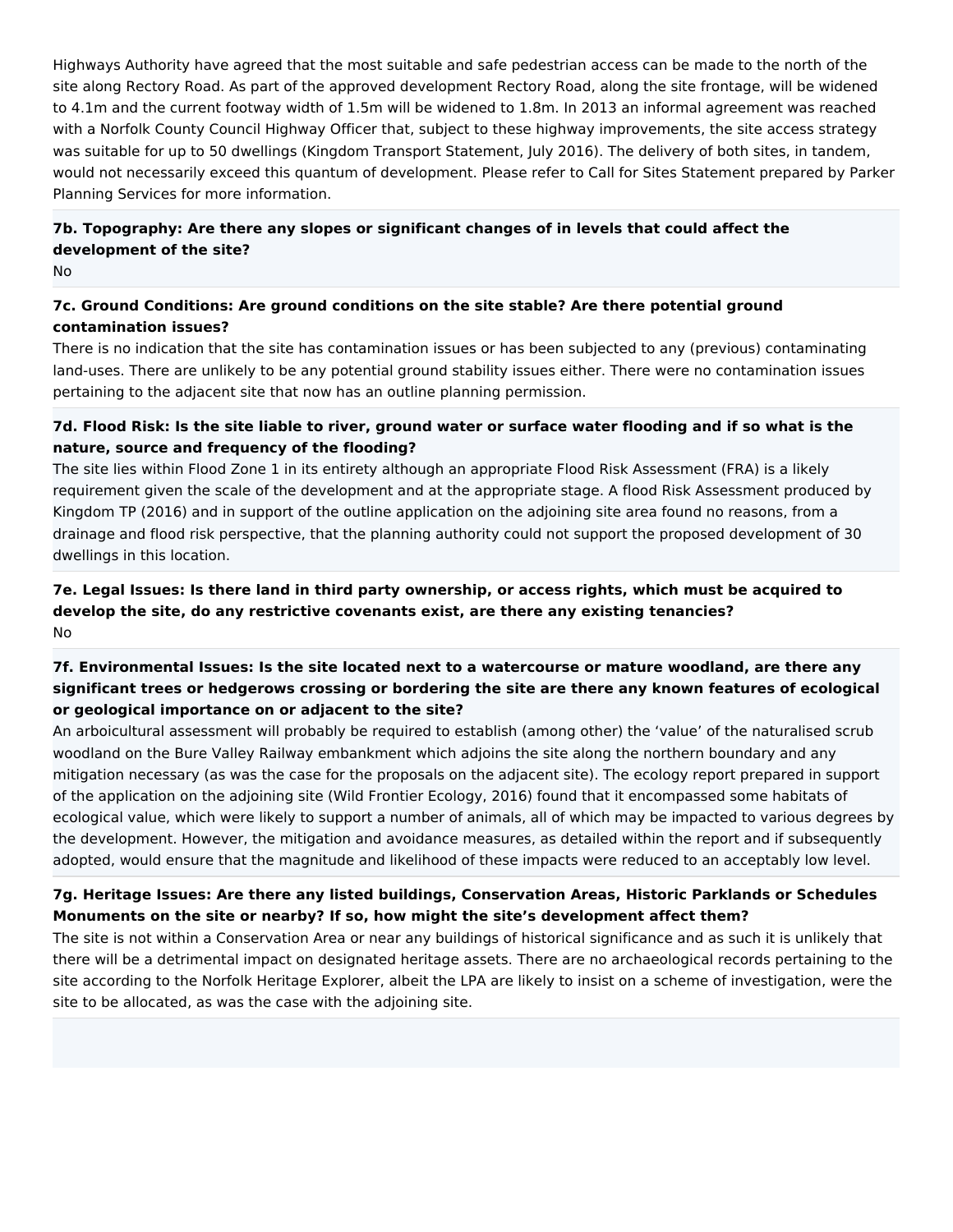Highways Authority have agreed that the most suitable and safe pedestrian access can be made to the north of the site along Rectory Road. As part of the approved development Rectory Road, along the site frontage, will be widened to 4.1m and the current footway width of 1.5m will be widened to 1.8m. In 2013 an informal agreement was reached with a Norfolk County Council Highway Officer that, subject to these highway improvements, the site access strategy was suitable for up to 50 dwellings (Kingdom Transport Statement, July 2016). The delivery of both sites, in tandem, would not necessarily exceed this quantum of development. Please refer to Call for Sites Statement prepared by Parker Planning Services for more information.

**7b. Topography: Are there any slopes or significant changes of in levels that could affect the development of the site?**

No

**7c. Ground Conditions: Are ground conditions on the site stable? Are there potential ground contamination issues?**

There is no indication that the site has contamination issues or has been subjected to any (previous) contaminating land-uses. There are unlikely to be any potential ground stability issues either. There were no contamination issues pertaining to the adjacent site that now has an outline planning permission.

**7d. Flood Risk: Is the site liable to river, ground water or surface water flooding and if so what is the nature, source and frequency of the flooding?**

The site lies within Flood Zone 1 in its entirety although an appropriate Flood Risk Assessment (FRA) is a likely requirement given the scale of the development and at the appropriate stage. A flood Risk Assessment produced by Kingdom TP (2016) and in support of the outline application on the adjoining site area found no reasons, from a drainage and flood risk perspective, that the planning authority could not support the proposed development of 30 dwellings in this location.

**7e. Legal Issues: Is there land in third party ownership, or access rights, which must be acquired to develop the site, do any restrictive covenants exist, are there any existing tenancies?**

No

**7f. Environmental Issues: Is the site located next to a watercourse or mature woodland, are there any significant trees or hedgerows crossing or bordering the site are there any known features of ecological or geological importance on or adjacent to the site?**

An arboicultural assessment will probably be required to establish (among other) the 'value' of the naturalised scrub woodland on the Bure Valley Railway embankment which adjoins the site along the northern boundary and any mitigation necessary (as was the case for the proposals on the adjacent site). The ecology report prepared in support of the application on the adjoining site (Wild Frontier Ecology, 2016) found that it encompassed some habitats of ecological value, which were likely to support a number of animals, all of which may be impacted to various degrees by the development. However, the mitigation and avoidance measures, as detailed within the report and if subsequently adopted, would ensure that the magnitude and likelihood of these impacts were reduced to an acceptably low level.

**7g. Heritage Issues: Are there any listed buildings, Conservation Areas, Historic Parklands or Schedules Monuments on the site or nearby? If so, how might the site's development affect them?**

The site is not within a Conservation Area or near any buildings of historical significance and as such it is unlikely that there will be a detrimental impact on designated heritage assets. There are no archaeological records pertaining to the site according to the Norfolk Heritage Explorer, albeit the LPA are likely to insist on a scheme of investigation, were the site to be allocated, as was the case with the adjoining site.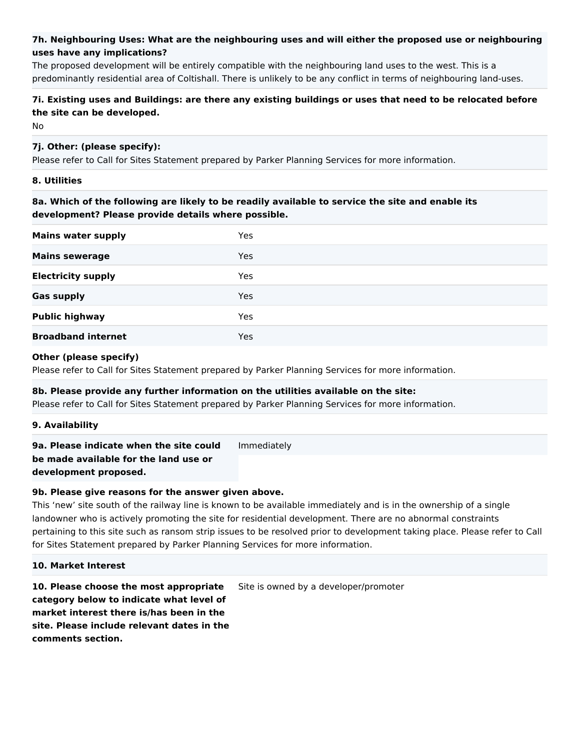**7h. Neighbouring Uses: What are the neighbouring uses and will either the proposed use or neighbouring uses have any implications?**

The proposed development will be entirely compatible with the neighbouring land uses to the west. This is a predominantly residential area of Coltishall. There is unlikely to be any conflict in terms of neighbouring land-uses.

**7i. Existing uses and Buildings: are there any existing buildings or uses that need to be relocated before the site can be developed.**

No

**7j. Other: (please specify):**

Please refer to Call for Sites Statement prepared by Parker Planning Services for more information.

**8. Utilities**

**8a. Which of the following are likely to be readily available to service the site and enable its development? Please provide details where possible.**

| | |
|---|---|
| **Mains water supply** | Yes |
| **Mains sewerage** | Yes |
| **Electricity supply** | Yes |
| **Gas supply** | Yes |
| **Public highway** | Yes |
| **Broadband internet** | Yes |

**Other (please specify)**

Please refer to Call for Sites Statement prepared by Parker Planning Services for more information.

**8b. Please provide any further information on the utilities available on the site:**

Please refer to Call for Sites Statement prepared by Parker Planning Services for more information.

**9. Availability**

| | |
|---|---|
| **9a. Please indicate when the site could be made available for the land use or development proposed.** | Immediately |

**9b. Please give reasons for the answer given above.**

This 'new' site south of the railway line is known to be available immediately and is in the ownership of a single landowner who is actively promoting the site for residential development. There are no abnormal constraints pertaining to this site such as ransom strip issues to be resolved prior to development taking place. Please refer to Call for Sites Statement prepared by Parker Planning Services for more information.

**10. Market Interest**

| | |
|---|---|
| **10. Please choose the most appropriate category below to indicate what level of market interest there is/has been in the site. Please include relevant dates in the comments section.** | Site is owned by a developer/promoter |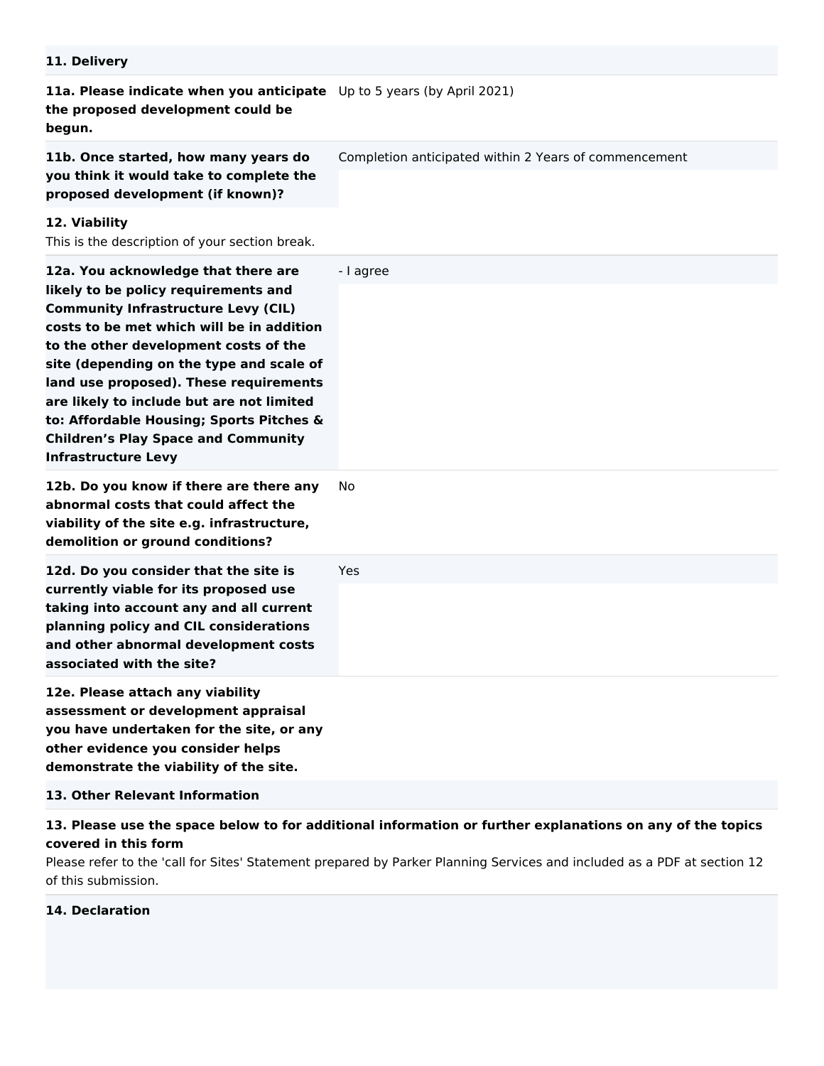## 11. Delivery

| | |
|---|---|
| **11a. Please indicate when you anticipate the proposed development could be begun.** | Up to 5 years (by April 2021) |
| **11b. Once started, how many years do you think it would take to complete the proposed development (if known)?** | Completion anticipated within 2 Years of commencement |

## 12. Viability

This is the description of your section break.

| | |
|---|---|
| **12a. You acknowledge that there are likely to be policy requirements and Community Infrastructure Levy (CIL) costs to be met which will be in addition to the other development costs of the site (depending on the type and scale of land use proposed). These requirements are likely to include but are not limited to: Affordable Housing; Sports Pitches & Children's Play Space and Community Infrastructure Levy** | - I agree |
| **12b. Do you know if there are there any abnormal costs that could affect the viability of the site e.g. infrastructure, demolition or ground conditions?** | No |
| **12d. Do you consider that the site is currently viable for its proposed use taking into account any and all current planning policy and CIL considerations and other abnormal development costs associated with the site?** | Yes |
| **12e. Please attach any viability assessment or development appraisal you have undertaken for the site, or any other evidence you consider helps demonstrate the viability of the site.** | |

## 13. Other Relevant Information

**13. Please use the space below to for additional information or further explanations on any of the topics covered in this form**

Please refer to the 'call for Sites' Statement prepared by Parker Planning Services and included as a PDF at section 12 of this submission.

## 14. Declaration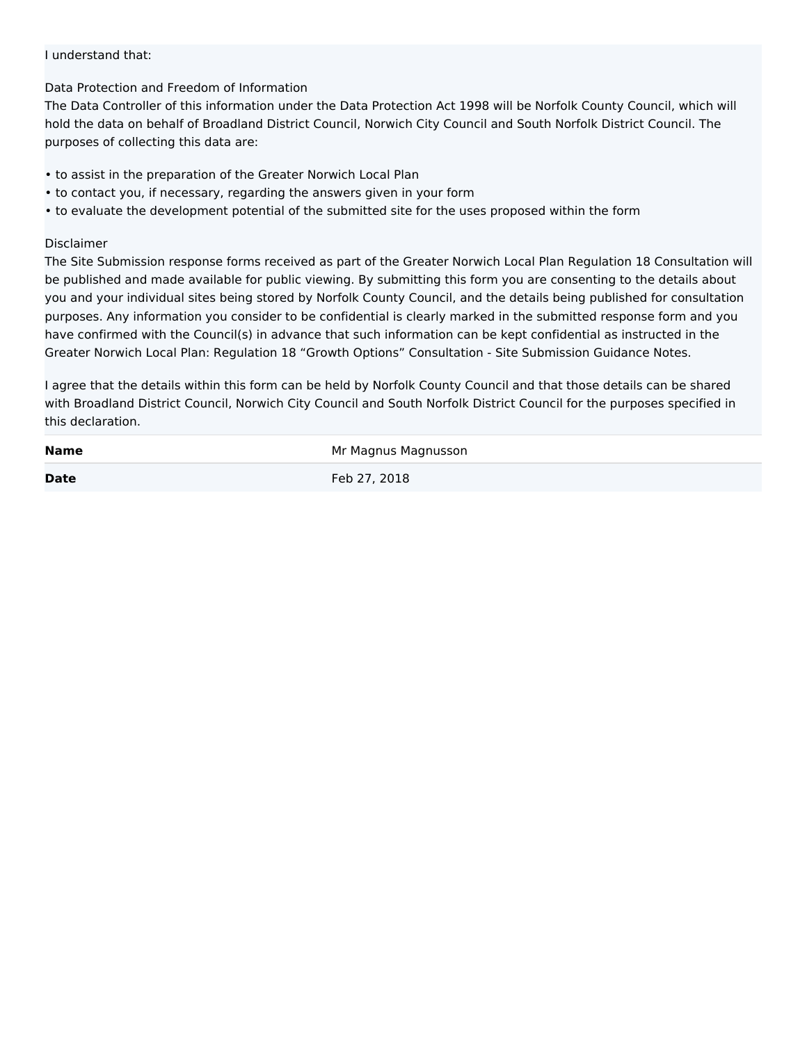I understand that:

Data Protection and Freedom of Information
The Data Controller of this information under the Data Protection Act 1998 will be Norfolk County Council, which will hold the data on behalf of Broadland District Council, Norwich City Council and South Norfolk District Council. The purposes of collecting this data are:

- to assist in the preparation of the Greater Norwich Local Plan
- to contact you, if necessary, regarding the answers given in your form
- to evaluate the development potential of the submitted site for the uses proposed within the form

Disclaimer
The Site Submission response forms received as part of the Greater Norwich Local Plan Regulation 18 Consultation will be published and made available for public viewing. By submitting this form you are consenting to the details about you and your individual sites being stored by Norfolk County Council, and the details being published for consultation purposes. Any information you consider to be confidential is clearly marked in the submitted response form and you have confirmed with the Council(s) in advance that such information can be kept confidential as instructed in the Greater Norwich Local Plan: Regulation 18 “Growth Options” Consultation - Site Submission Guidance Notes.

I agree that the details within this form can be held by Norfolk County Council and that those details can be shared with Broadland District Council, Norwich City Council and South Norfolk District Council for the purposes specified in this declaration.

| | |
|---|---|
| **Name** | Mr Magnus Magnusson |
| **Date** | Feb 27, 2018 |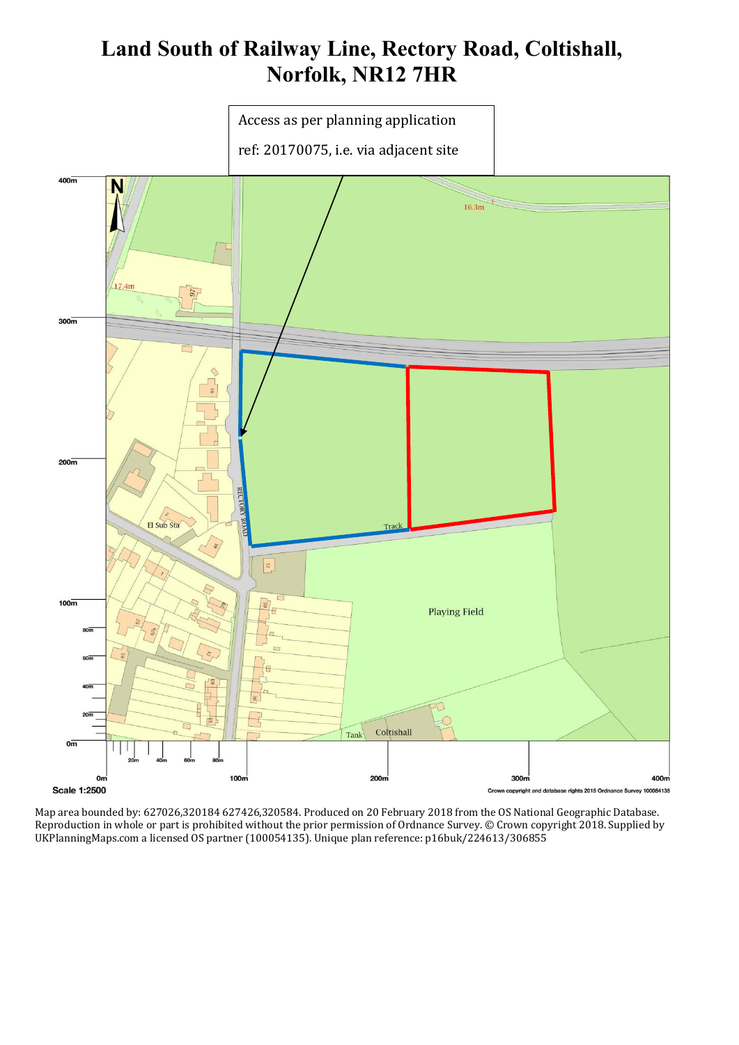# Land South of Railway Line, Rectory Road, Coltishall, Norfolk, NR12 7HR

Access as per planning application ref: 20170075, i.e. via adjacent site

16.3m

17.4m

97

RECTORY ROAD

El Sub Sta

Track

Playing Field

Tank

Coltishall

400m

300m

200m

100m

80m

60m

40m

20m

0m

20m

40m

60m

80m

0m

100m

200m

300m

400m

Scale 1:2500

Crown copyright and database rights 2015 Ordnance Survey 100054135

Map area bounded by: 627026,320184 627426,320584. Produced on 20 February 2018 from the OS National Geographic Database. Reproduction in whole or part is prohibited without the prior permission of Ordnance Survey. © Crown copyright 2018. Supplied by UKPlanningMaps.com a licensed OS partner (100054135). Unique plan reference: p16buk/224613/306855